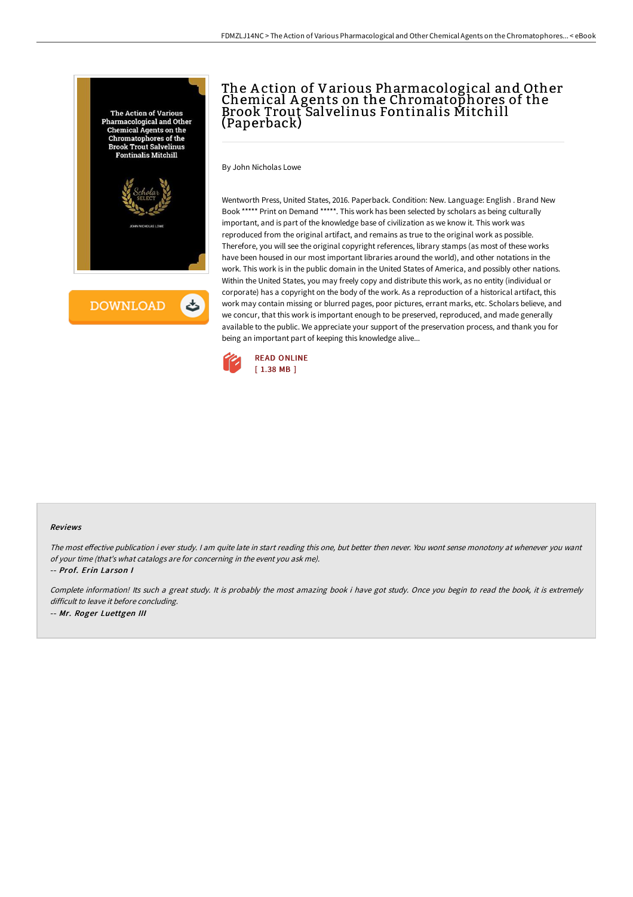# The Action of Various Pharmacological and Other Chemical Agents on the Chromatophores of the Brook Trout Salvelinus Fontinalis Mitchill (Paperback)

By John Nicholas Lowe

Wentworth Press, United States, 2016. Paperback. Condition: New. Language: English . Brand New Book ***** Print on Demand *****. This work has been selected by scholars as being culturally important, and is part of the knowledge base of civilization as we know it. This work was reproduced from the original artifact, and remains as true to the original work as possible. Therefore, you will see the original copyright references, library stamps (as most of these works have been housed in our most important libraries around the world), and other notations in the work. This work is in the public domain in the United States of America, and possibly other nations. Within the United States, you may freely copy and distribute this work, as no entity (individual or corporate) has a copyright on the body of the work. As a reproduction of a historical artifact, this work may contain missing or blurred pages, poor pictures, errant marks, etc. Scholars believe, and we concur, that this work is important enough to be preserved, reproduced, and made generally available to the public. We appreciate your support of the preservation process, and thank you for being an important part of keeping this knowledge alive...

READ ONLINE
[ 1.38 MB ]

#### Reviews

*The most effective publication i ever study. I am quite late in start reading this one, but better then never. You wont sense monotony at whenever you want of your time (that's what catalogs are for concerning in the event you ask me).*

*-- Prof. Erin Larson I*

*Complete information! Its such a great study. It is probably the most amazing book i have got study. Once you begin to read the book, it is extremely difficult to leave it before concluding.*

*-- Mr. Roger Luettgen III*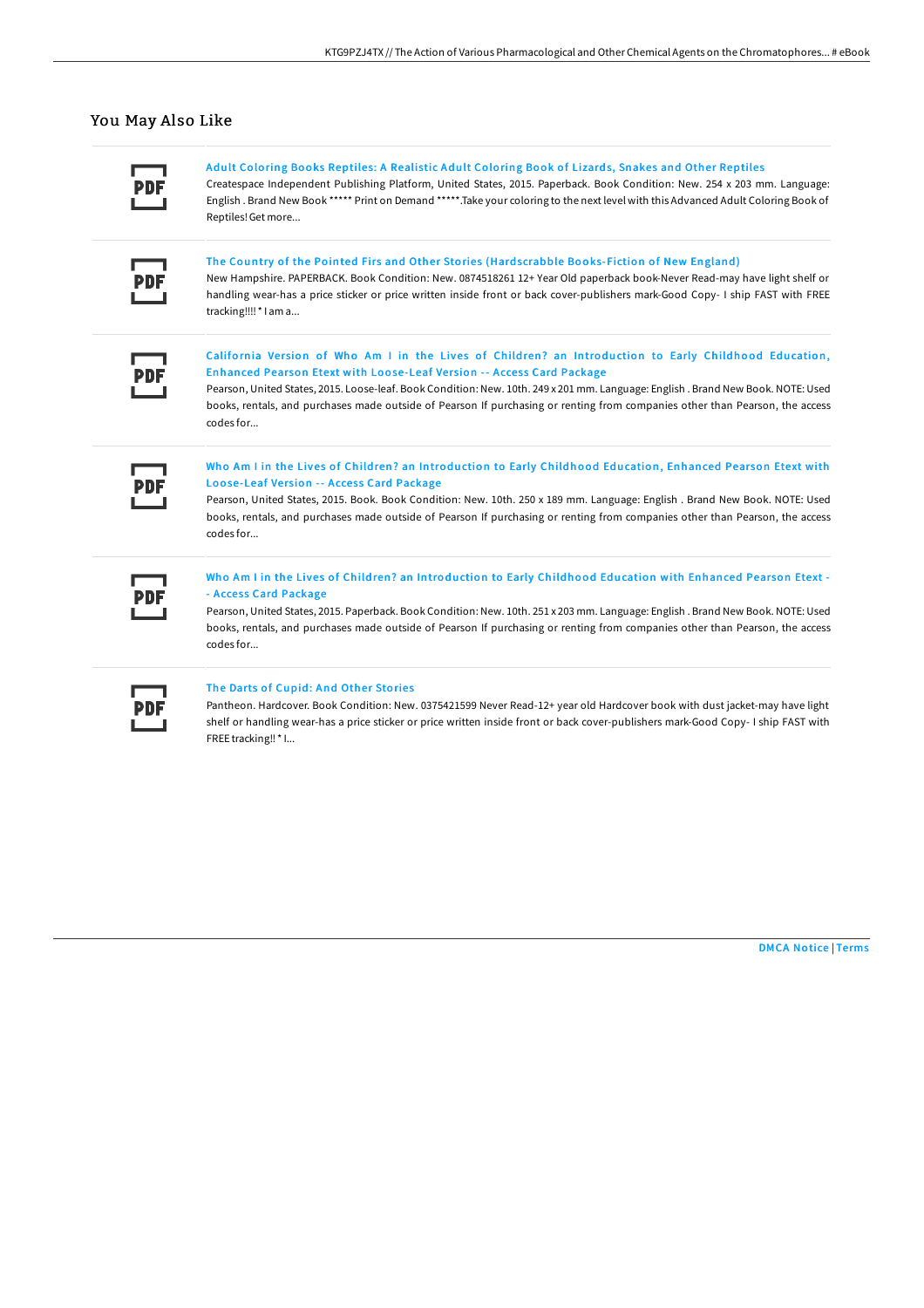## You May Also Like

**Adult Coloring Books Reptiles: A Realistic Adult Coloring Book of Lizards, Snakes and Other Reptiles**

Createspace Independent Publishing Platform, United States, 2015. Paperback. Book Condition: New. 254 x 203 mm. Language: English . Brand New Book ***** Print on Demand *****.Take your coloring to the next level with this Advanced Adult Coloring Book of Reptiles! Get more...

**The Country of the Pointed Firs and Other Stories (Hardscrabble Books-Fiction of New England)**

New Hampshire. PAPERBACK. Book Condition: New. 0874518261 12+ Year Old paperback book-Never Read-may have light shelf or handling wear-has a price sticker or price written inside front or back cover-publishers mark-Good Copy- I ship FAST with FREE tracking!!!! * I am a...

**California Version of Who Am I in the Lives of Children? an Introduction to Early Childhood Education, Enhanced Pearson Etext with Loose-Leaf Version -- Access Card Package**

Pearson, United States, 2015. Loose-leaf. Book Condition: New. 10th. 249 x 201 mm. Language: English . Brand New Book. NOTE: Used books, rentals, and purchases made outside of Pearson If purchasing or renting from companies other than Pearson, the access codes for...

**Who Am I in the Lives of Children? an Introduction to Early Childhood Education, Enhanced Pearson Etext with Loose-Leaf Version -- Access Card Package**

Pearson, United States, 2015. Book. Book Condition: New. 10th. 250 x 189 mm. Language: English . Brand New Book. NOTE: Used books, rentals, and purchases made outside of Pearson If purchasing or renting from companies other than Pearson, the access codes for...

**Who Am I in the Lives of Children? an Introduction to Early Childhood Education with Enhanced Pearson Etext -- Access Card Package**

Pearson, United States, 2015. Paperback. Book Condition: New. 10th. 251 x 203 mm. Language: English . Brand New Book. NOTE: Used books, rentals, and purchases made outside of Pearson If purchasing or renting from companies other than Pearson, the access codes for...

**The Darts of Cupid: And Other Stories**

Pantheon. Hardcover. Book Condition: New. 0375421599 Never Read-12+ year old Hardcover book with dust jacket-may have light shelf or handling wear-has a price sticker or price written inside front or back cover-publishers mark-Good Copy- I ship FAST with FREE tracking!! * I...

DMCA Notice | Terms